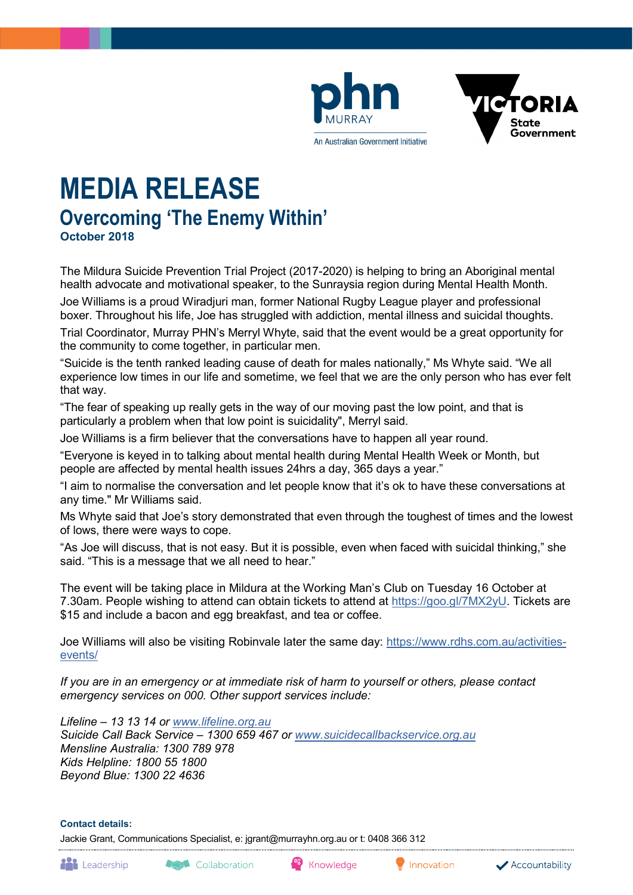# MEDIA RELEASE

## Overcoming 'The Enemy Within'

**October 2018**

The Mildura Suicide Prevention Trial Project (2017-2020) is helping to bring an Aboriginal mental health advocate and motivational speaker, to the Sunraysia region during Mental Health Month.

Joe Williams is a proud Wiradjuri man, former National Rugby League player and professional boxer. Throughout his life, Joe has struggled with addiction, mental illness and suicidal thoughts.

Trial Coordinator, Murray PHN's Merryl Whyte, said that the event would be a great opportunity for the community to come together, in particular men.

"Suicide is the tenth ranked leading cause of death for males nationally," Ms Whyte said. "We all experience low times in our life and sometime, we feel that we are the only person who has ever felt that way.

"The fear of speaking up really gets in the way of our moving past the low point, and that is particularly a problem when that low point is suicidality", Merryl said.

Joe Williams is a firm believer that the conversations have to happen all year round.

"Everyone is keyed in to talking about mental health during Mental Health Week or Month, but people are affected by mental health issues 24hrs a day, 365 days a year."

"I aim to normalise the conversation and let people know that it's ok to have these conversations at any time." Mr Williams said.

Ms Whyte said that Joe's story demonstrated that even through the toughest of times and the lowest of lows, there were ways to cope.

"As Joe will discuss, that is not easy. But it is possible, even when faced with suicidal thinking," she said. "This is a message that we all need to hear."

The event will be taking place in Mildura at the Working Man's Club on Tuesday 16 October at 7.30am. People wishing to attend can obtain tickets to attend at https://goo.gl/7MX2yU. Tickets are $15 and include a bacon and egg breakfast, and tea or coffee.

Joe Williams will also be visiting Robinvale later the same day: https://www.rdhs.com.au/activities-events/

*If you are in an emergency or at immediate risk of harm to yourself or others, please contact emergency services on 000. Other support services include:*

*Lifeline – 13 13 14 or www.lifeline.org.au*
*Suicide Call Back Service – 1300 659 467 or www.suicidecallbackservice.org.au*
*Mensline Australia: 1300 789 978*
*Kids Helpline: 1800 55 1800*
*Beyond Blue: 1300 22 4636*

**Contact details:**

Jackie Grant, Communications Specialist, e: jgrant@murrayhn.org.au or t: 0408 366 312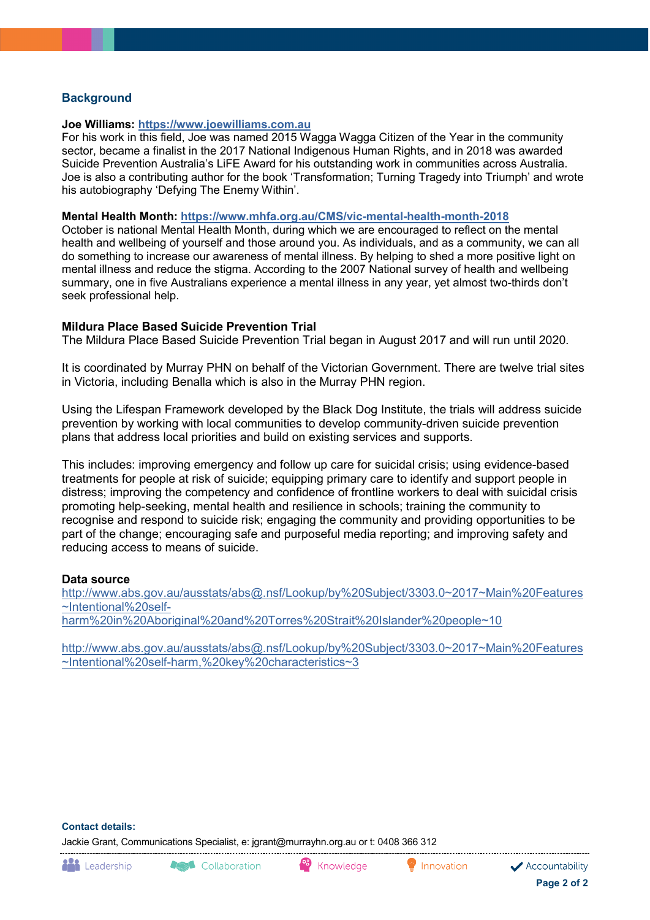## Background

**Joe Williams: https://www.joewilliams.com.au**
For his work in this field, Joe was named 2015 Wagga Wagga Citizen of the Year in the community sector, became a finalist in the 2017 National Indigenous Human Rights, and in 2018 was awarded Suicide Prevention Australia's LiFE Award for his outstanding work in communities across Australia. Joe is also a contributing author for the book 'Transformation; Turning Tragedy into Triumph' and wrote his autobiography 'Defying The Enemy Within'.

**Mental Health Month: https://www.mhfa.org.au/CMS/vic-mental-health-month-2018**
October is national Mental Health Month, during which we are encouraged to reflect on the mental health and wellbeing of yourself and those around you. As individuals, and as a community, we can all do something to increase our awareness of mental illness. By helping to shed a more positive light on mental illness and reduce the stigma. According to the 2007 National survey of health and wellbeing summary, one in five Australians experience a mental illness in any year, yet almost two-thirds don't seek professional help.

**Mildura Place Based Suicide Prevention Trial**
The Mildura Place Based Suicide Prevention Trial began in August 2017 and will run until 2020.

It is coordinated by Murray PHN on behalf of the Victorian Government. There are twelve trial sites in Victoria, including Benalla which is also in the Murray PHN region.

Using the Lifespan Framework developed by the Black Dog Institute, the trials will address suicide prevention by working with local communities to develop community-driven suicide prevention plans that address local priorities and build on existing services and supports.

This includes: improving emergency and follow up care for suicidal crisis; using evidence-based treatments for people at risk of suicide; equipping primary care to identify and support people in distress; improving the competency and confidence of frontline workers to deal with suicidal crisis promoting help-seeking, mental health and resilience in schools; training the community to recognise and respond to suicide risk; engaging the community and providing opportunities to be part of the change; encouraging safe and purposeful media reporting; and improving safety and reducing access to means of suicide.

**Data source**
http://www.abs.gov.au/ausstats/abs@.nsf/Lookup/by%20Subject/3303.0~2017~Main%20Features~Intentional%20self-harm%20in%20Aboriginal%20and%20Torres%20Strait%20Islander%20people~10

http://www.abs.gov.au/ausstats/abs@.nsf/Lookup/by%20Subject/3303.0~2017~Main%20Features~Intentional%20self-harm,%20key%20characteristics~3

**Contact details:**
Jackie Grant, Communications Specialist, e: jgrant@murrayhn.org.au or t: 0408 366 312

Leadership Collaboration Knowledge Innovation Accountability